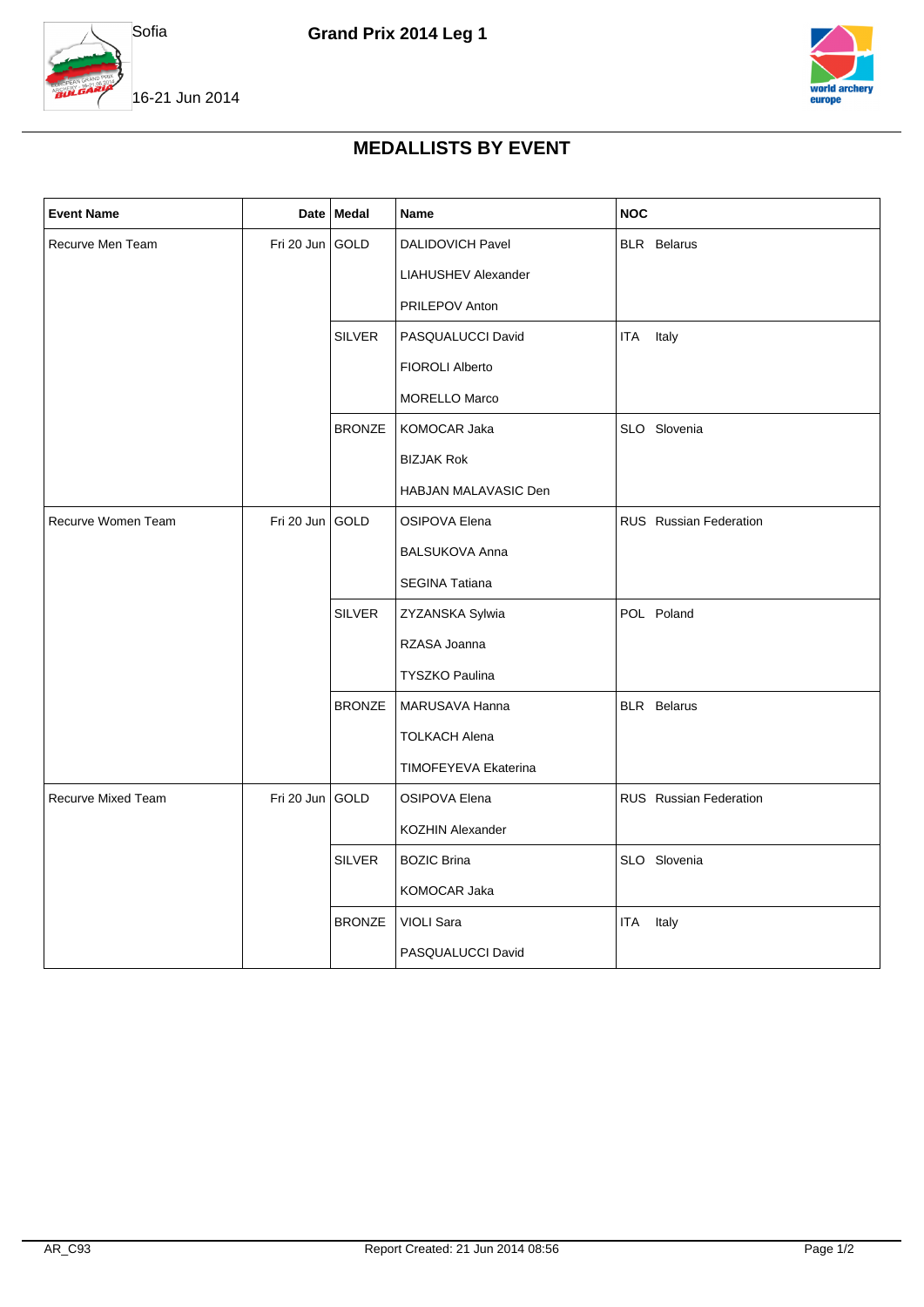Sofia

# Grand Prix 2014 Leg 1

16-21 Jun 2014

## MEDALLISTS BY EVENT

| Event Name | Date | Medal | Name | NOC |
|---|---|---|---|---|
| Recurve Men Team | Fri 20 Jun | GOLD | DALIDOVICH Pavel | BLR Belarus |
| | | | LIAHUSHEV Alexander | |
| | | | PRILEPOV Anton | |
| | | SILVER | PASQUALUCCI David | ITA Italy |
| | | | FIOROLI Alberto | |
| | | | MORELLO Marco | |
| | | BRONZE | KOMOCAR Jaka | SLO Slovenia |
| | | | BIZJAK Rok | |
| | | | HABJAN MALAVASIC Den | |
| Recurve Women Team | Fri 20 Jun | GOLD | OSIPOVA Elena | RUS Russian Federation |
| | | | BALSUKOVA Anna | |
| | | | SEGINA Tatiana | |
| | | SILVER | ZYZANSKA Sylwia | POL Poland |
| | | | RZASA Joanna | |
| | | | TYSZKO Paulina | |
| | | BRONZE | MARUSAVA Hanna | BLR Belarus |
| | | | TOLKACH Alena | |
| | | | TIMOFEYEVA Ekaterina | |
| Recurve Mixed Team | Fri 20 Jun | GOLD | OSIPOVA Elena | RUS Russian Federation |
| | | | KOZHIN Alexander | |
| | | SILVER | BOZIC Brina | SLO Slovenia |
| | | | KOMOCAR Jaka | |
| | | BRONZE | VIOLI Sara | ITA Italy |
| | | | PASQUALUCCI David | |

AR_C93 Report Created: 21 Jun 2014 08:56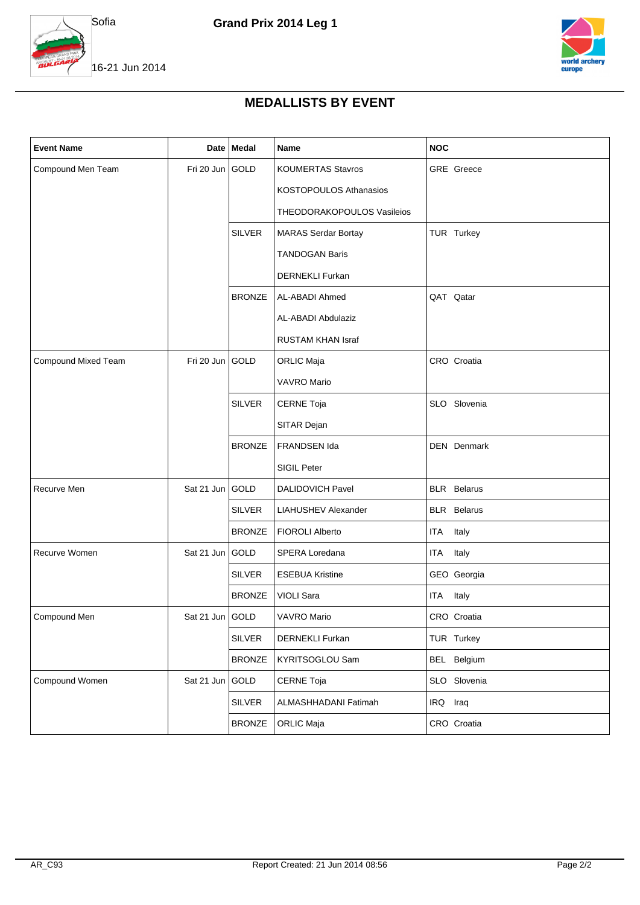Sofia

**Grand Prix 2014 Leg 1**

16-21 Jun 2014

## MEDALLISTS BY EVENT

| Event Name | Date | Medal | Name | NOC |
|---|---|---|---|---|
| Compound Men Team | Fri 20 Jun | GOLD | KOUMERTAS Stavros | GRE Greece |
| | | | KOSTOPOULOS Athanasios | |
| | | | THEODORAKOPOULOS Vasileios | |
| | | SILVER | MARAS Serdar Bortay | TUR Turkey |
| | | | TANDOGAN Baris | |
| | | | DERNEKLI Furkan | |
| | | BRONZE | AL-ABADI Ahmed | QAT Qatar |
| | | | AL-ABADI Abdulaziz | |
| | | | RUSTAM KHAN Israf | |
| Compound Mixed Team | Fri 20 Jun | GOLD | ORLIC Maja | CRO Croatia |
| | | | VAVRO Mario | |
| | | SILVER | CERNE Toja | SLO Slovenia |
| | | | SITAR Dejan | |
| | | BRONZE | FRANDSEN Ida | DEN Denmark |
| | | | SIGIL Peter | |
| Recurve Men | Sat 21 Jun | GOLD | DALIDOVICH Pavel | BLR Belarus |
| | | SILVER | LIAHUSHEV Alexander | BLR Belarus |
| | | BRONZE | FIOROLI Alberto | ITA Italy |
| Recurve Women | Sat 21 Jun | GOLD | SPERA Loredana | ITA Italy |
| | | SILVER | ESEBUA Kristine | GEO Georgia |
| | | BRONZE | VIOLI Sara | ITA Italy |
| Compound Men | Sat 21 Jun | GOLD | VAVRO Mario | CRO Croatia |
| | | SILVER | DERNEKLI Furkan | TUR Turkey |
| | | BRONZE | KYRITSOGLOU Sam | BEL Belgium |
| Compound Women | Sat 21 Jun | GOLD | CERNE Toja | SLO Slovenia |
| | | SILVER | ALMASHHADANI Fatimah | IRQ Iraq |
| | | BRONZE | ORLIC Maja | CRO Croatia |

AR_C93 Report Created: 21 Jun 2014 08:56